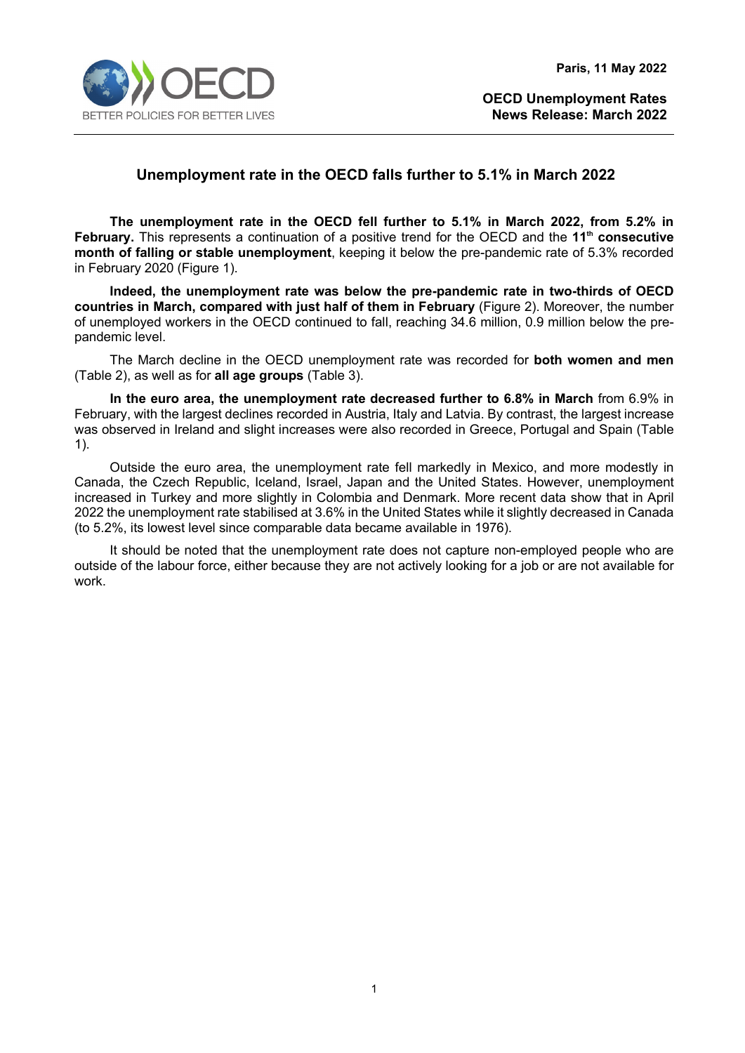Paris, 11 May 2022

**OECD Unemployment Rates**
**News Release: March 2022**

# Unemployment rate in the OECD falls further to 5.1% in March 2022

**The unemployment rate in the OECD fell further to 5.1% in March 2022, from 5.2% in February.** This represents a continuation of a positive trend for the OECD and the **11th consecutive month of falling or stable unemployment**, keeping it below the pre-pandemic rate of 5.3% recorded in February 2020 (Figure 1).

**Indeed, the unemployment rate was below the pre-pandemic rate in two-thirds of OECD countries in March, compared with just half of them in February** (Figure 2). Moreover, the number of unemployed workers in the OECD continued to fall, reaching 34.6 million, 0.9 million below the pre-pandemic level.

The March decline in the OECD unemployment rate was recorded for **both women and men** (Table 2), as well as for **all age groups** (Table 3).

**In the euro area, the unemployment rate decreased further to 6.8% in March** from 6.9% in February, with the largest declines recorded in Austria, Italy and Latvia. By contrast, the largest increase was observed in Ireland and slight increases were also recorded in Greece, Portugal and Spain (Table 1).

Outside the euro area, the unemployment rate fell markedly in Mexico, and more modestly in Canada, the Czech Republic, Iceland, Israel, Japan and the United States. However, unemployment increased in Turkey and more slightly in Colombia and Denmark. More recent data show that in April 2022 the unemployment rate stabilised at 3.6% in the United States while it slightly decreased in Canada (to 5.2%, its lowest level since comparable data became available in 1976).

It should be noted that the unemployment rate does not capture non-employed people who are outside of the labour force, either because they are not actively looking for a job or are not available for work.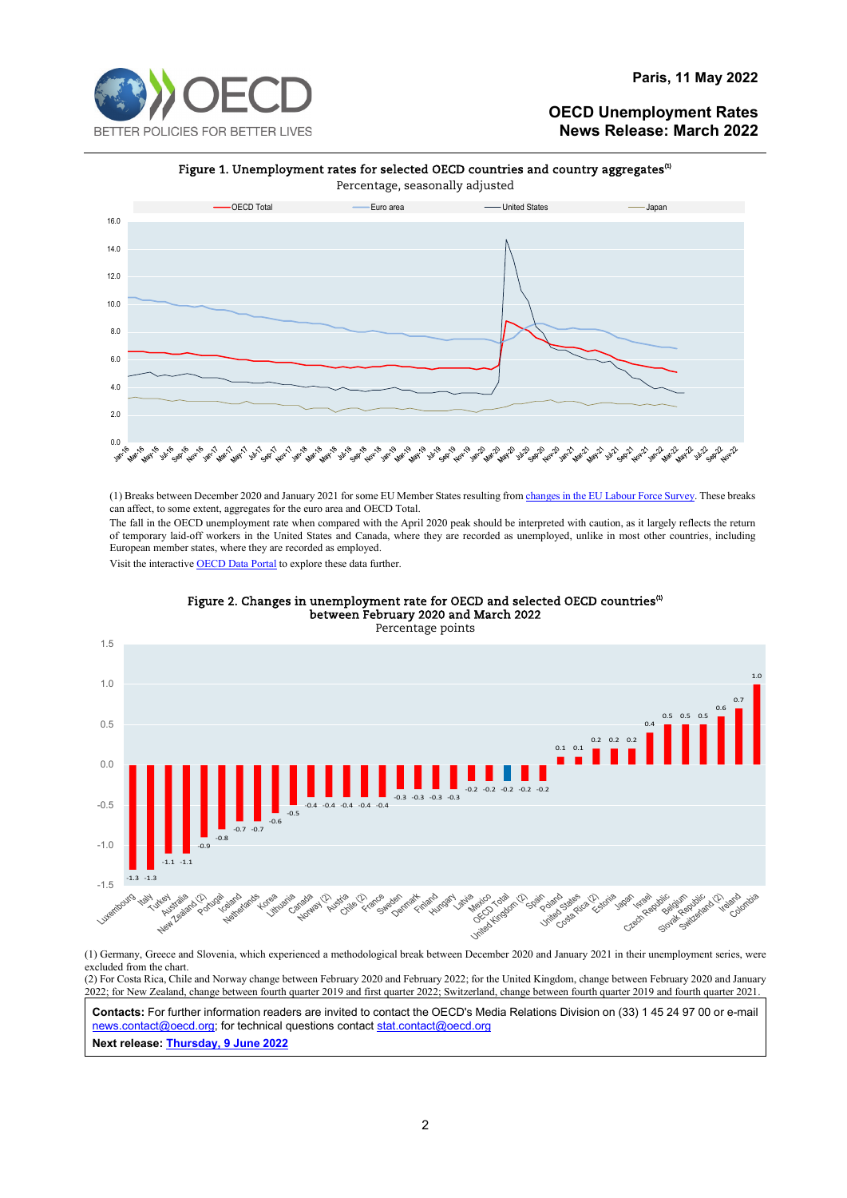**Paris, 11 May 2022**

**OECD Unemployment Rates**
**News Release: March 2022**

**Figure 1. Unemployment rates for selected OECD countries and country aggregates(1)**
Percentage, seasonally adjusted

(1) Breaks between December 2020 and January 2021 for some EU Member States resulting from changes in the EU Labour Force Survey. These breaks can affect, to some extent, aggregates for the euro area and OECD Total.

The fall in the OECD unemployment rate when compared with the April 2020 peak should be interpreted with caution, as it largely reflects the return of temporary laid-off workers in the United States and Canada, where they are recorded as unemployed, unlike in most other countries, including European member states, where they are recorded as employed.

Visit the interactive OECD Data Portal to explore these data further.

**Figure 2. Changes in unemployment rate for OECD and selected OECD countries(1) between February 2020 and March 2022**
Percentage points

(1) Germany, Greece and Slovenia, which experienced a methodological break between December 2020 and January 2021 in their unemployment series, were excluded from the chart.

(2) For Costa Rica, Chile and Norway change between February 2020 and February 2022; for the United Kingdom, change between February 2020 and January 2022; for New Zealand, change between fourth quarter 2019 and first quarter 2022; Switzerland, change between fourth quarter 2019 and fourth quarter 2021.

**Contacts:** For further information readers are invited to contact the OECD's Media Relations Division on (33) 1 45 24 97 00 or e-mail news.contact@oecd.org; for technical questions contact stat.contact@oecd.org

**Next release: Thursday, 9 June 2022**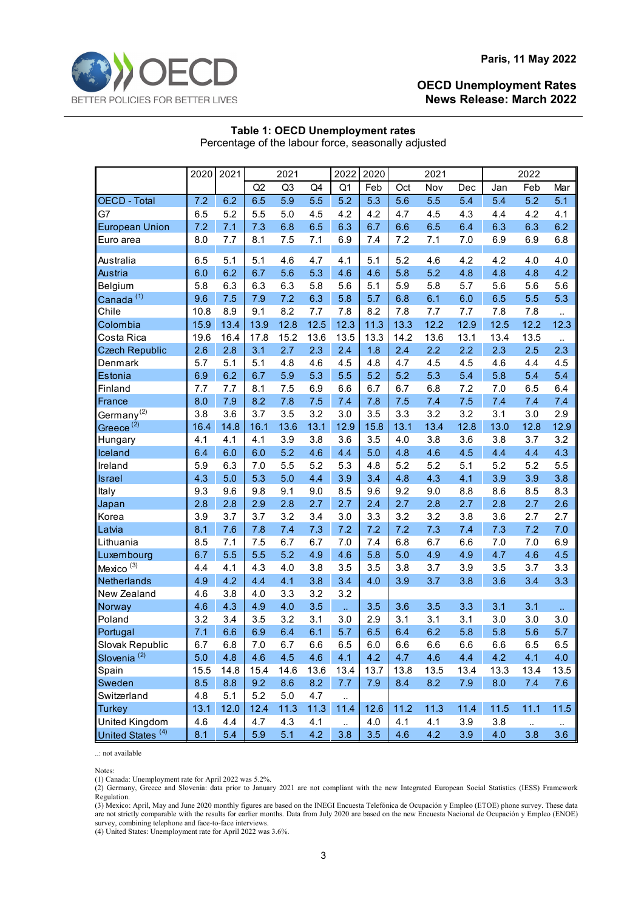Paris, 11 May 2022

**OECD Unemployment Rates**
**News Release: March 2022**

**Table 1: OECD Unemployment rates**
Percentage of the labour force, seasonally adjusted

| | 2020 | 2021 | 2021 | | | 2022 | 2020 | 2021 | | | 2022 | | |
|---|---|---|---|---|---|---|---|---|---|---|---|---|---|
| | | | Q2 | Q3 | Q4 | Q1 | Feb | Oct | Nov | Dec | Jan | Feb | Mar |
| OECD - Total | 7.2 | 6.2 | 6.5 | 5.9 | 5.5 | 5.2 | 5.3 | 5.6 | 5.5 | 5.4 | 5.4 | 5.2 | 5.1 |
| G7 | 6.5 | 5.2 | 5.5 | 5.0 | 4.5 | 4.2 | 4.2 | 4.7 | 4.5 | 4.3 | 4.4 | 4.2 | 4.1 |
| European Union | 7.2 | 7.1 | 7.3 | 6.8 | 6.5 | 6.3 | 6.7 | 6.6 | 6.5 | 6.4 | 6.3 | 6.3 | 6.2 |
| Euro area | 8.0 | 7.7 | 8.1 | 7.5 | 7.1 | 6.9 | 7.4 | 7.2 | 7.1 | 7.0 | 6.9 | 6.9 | 6.8 |
| Australia | 6.5 | 5.1 | 5.1 | 4.6 | 4.7 | 4.1 | 5.1 | 5.2 | 4.6 | 4.2 | 4.2 | 4.0 | 4.0 |
| Austria | 6.0 | 6.2 | 6.7 | 5.6 | 5.3 | 4.6 | 4.6 | 5.8 | 5.2 | 4.8 | 4.8 | 4.8 | 4.2 |
| Belgium | 5.8 | 6.3 | 6.3 | 6.3 | 5.8 | 5.6 | 5.1 | 5.9 | 5.8 | 5.7 | 5.6 | 5.6 | 5.6 |
| Canada (1) | 9.6 | 7.5 | 7.9 | 7.2 | 6.3 | 5.8 | 5.7 | 6.8 | 6.1 | 6.0 | 6.5 | 5.5 | 5.3 |
| Chile | 10.8 | 8.9 | 9.1 | 8.2 | 7.7 | 7.8 | 8.2 | 7.8 | 7.7 | 7.7 | 7.8 | 7.8 | .. |
| Colombia | 15.9 | 13.4 | 13.9 | 12.8 | 12.5 | 12.3 | 11.3 | 13.3 | 12.2 | 12.9 | 12.5 | 12.2 | 12.3 |
| Costa Rica | 19.6 | 16.4 | 17.8 | 15.2 | 13.6 | 13.5 | 13.3 | 14.2 | 13.6 | 13.1 | 13.4 | 13.5 | .. |
| Czech Republic | 2.6 | 2.8 | 3.1 | 2.7 | 2.3 | 2.4 | 1.8 | 2.4 | 2.2 | 2.2 | 2.3 | 2.5 | 2.3 |
| Denmark | 5.7 | 5.1 | 5.1 | 4.8 | 4.6 | 4.5 | 4.8 | 4.7 | 4.5 | 4.5 | 4.6 | 4.4 | 4.5 |
| Estonia | 6.9 | 6.2 | 6.7 | 5.9 | 5.3 | 5.5 | 5.2 | 5.2 | 5.3 | 5.4 | 5.8 | 5.4 | 5.4 |
| Finland | 7.7 | 7.7 | 8.1 | 7.5 | 6.9 | 6.6 | 6.7 | 6.7 | 6.8 | 7.2 | 7.0 | 6.5 | 6.4 |
| France | 8.0 | 7.9 | 8.2 | 7.8 | 7.5 | 7.4 | 7.8 | 7.5 | 7.4 | 7.5 | 7.4 | 7.4 | 7.4 |
| Germany (2) | 3.8 | 3.6 | 3.7 | 3.5 | 3.2 | 3.0 | 3.5 | 3.3 | 3.2 | 3.2 | 3.1 | 3.0 | 2.9 |
| Greece (2) | 16.4 | 14.8 | 16.1 | 13.6 | 13.1 | 12.9 | 15.8 | 13.1 | 13.4 | 12.8 | 13.0 | 12.8 | 12.9 |
| Hungary | 4.1 | 4.1 | 4.1 | 3.9 | 3.8 | 3.6 | 3.5 | 4.0 | 3.8 | 3.6 | 3.8 | 3.7 | 3.2 |
| Iceland | 6.4 | 6.0 | 6.0 | 5.2 | 4.6 | 4.4 | 5.0 | 4.8 | 4.6 | 4.5 | 4.4 | 4.4 | 4.3 |
| Ireland | 5.9 | 6.3 | 7.0 | 5.5 | 5.2 | 5.3 | 4.8 | 5.2 | 5.2 | 5.1 | 5.2 | 5.2 | 5.5 |
| Israel | 4.3 | 5.0 | 5.3 | 5.0 | 4.4 | 3.9 | 3.4 | 4.8 | 4.3 | 4.1 | 3.9 | 3.9 | 3.8 |
| Italy | 9.3 | 9.6 | 9.8 | 9.1 | 9.0 | 8.5 | 9.6 | 9.2 | 9.0 | 8.8 | 8.6 | 8.5 | 8.3 |
| Japan | 2.8 | 2.8 | 2.9 | 2.8 | 2.7 | 2.7 | 2.4 | 2.7 | 2.8 | 2.7 | 2.8 | 2.7 | 2.6 |
| Korea | 3.9 | 3.7 | 3.7 | 3.2 | 3.4 | 3.0 | 3.3 | 3.2 | 3.2 | 3.8 | 3.6 | 2.7 | 2.7 |
| Latvia | 8.1 | 7.6 | 7.8 | 7.4 | 7.3 | 7.2 | 7.2 | 7.2 | 7.3 | 7.4 | 7.3 | 7.2 | 7.0 |
| Lithuania | 8.5 | 7.1 | 7.5 | 6.7 | 6.7 | 7.0 | 7.4 | 6.8 | 6.7 | 6.6 | 7.0 | 7.0 | 6.9 |
| Luxembourg | 6.7 | 5.5 | 5.5 | 5.2 | 4.9 | 4.6 | 5.8 | 5.0 | 4.9 | 4.9 | 4.7 | 4.6 | 4.5 |
| Mexico (3) | 4.4 | 4.1 | 4.3 | 4.0 | 3.8 | 3.5 | 3.5 | 3.8 | 3.7 | 3.9 | 3.5 | 3.7 | 3.3 |
| Netherlands | 4.9 | 4.2 | 4.4 | 4.1 | 3.8 | 3.4 | 4.0 | 3.9 | 3.7 | 3.8 | 3.6 | 3.4 | 3.3 |
| New Zealand | 4.6 | 3.8 | 4.0 | 3.3 | 3.2 | 3.2 | | | | | | | |
| Norway | 4.6 | 4.3 | 4.9 | 4.0 | 3.5 | .. | 3.5 | 3.6 | 3.5 | 3.3 | 3.1 | 3.1 | .. |
| Poland | 3.2 | 3.4 | 3.5 | 3.2 | 3.1 | 3.0 | 2.9 | 3.1 | 3.1 | 3.1 | 3.0 | 3.0 | 3.0 |
| Portugal | 7.1 | 6.6 | 6.9 | 6.4 | 6.1 | 5.7 | 6.5 | 6.4 | 6.2 | 5.8 | 5.8 | 5.6 | 5.7 |
| Slovak Republic | 6.7 | 6.8 | 7.0 | 6.7 | 6.6 | 6.5 | 6.0 | 6.6 | 6.6 | 6.6 | 6.6 | 6.5 | 6.5 |
| Slovenia (2) | 5.0 | 4.8 | 4.6 | 4.5 | 4.6 | 4.1 | 4.2 | 4.7 | 4.6 | 4.4 | 4.2 | 4.1 | 4.0 |
| Spain | 15.5 | 14.8 | 15.4 | 14.6 | 13.6 | 13.4 | 13.7 | 13.8 | 13.5 | 13.4 | 13.3 | 13.4 | 13.5 |
| Sweden | 8.5 | 8.8 | 9.2 | 8.6 | 8.2 | 7.7 | 7.9 | 8.4 | 8.2 | 7.9 | 8.0 | 7.4 | 7.6 |
| Switzerland | 4.8 | 5.1 | 5.2 | 5.0 | 4.7 | .. | | | | | | | |
| Turkey | 13.1 | 12.0 | 12.4 | 11.3 | 11.3 | 11.4 | 12.6 | 11.2 | 11.3 | 11.4 | 11.5 | 11.1 | 11.5 |
| United Kingdom | 4.6 | 4.4 | 4.7 | 4.3 | 4.1 | .. | 4.0 | 4.1 | 4.1 | 3.9 | 3.8 | .. | .. |
| United States (4) | 8.1 | 5.4 | 5.9 | 5.1 | 4.2 | 3.8 | 3.5 | 4.6 | 4.2 | 3.9 | 4.0 | 3.8 | 3.6 |

..: not available

Notes:
(1) Canada: Unemployment rate for April 2022 was 5.2%.
(2) Germany, Greece and Slovenia: data prior to January 2021 are not compliant with the new Integrated European Social Statistics (IESS) Framework Regulation.
(3) Mexico: April, May and June 2020 monthly figures are based on the INEGI Encuesta Telefónica de Ocupación y Empleo (ETOE) phone survey. These data are not strictly comparable with the results for earlier months. Data from July 2020 are based on the new Encuesta Nacional de Ocupación y Empleo (ENOE) survey, combining telephone and face-to-face interviews.
(4) United States: Unemployment rate for April 2022 was 3.6%.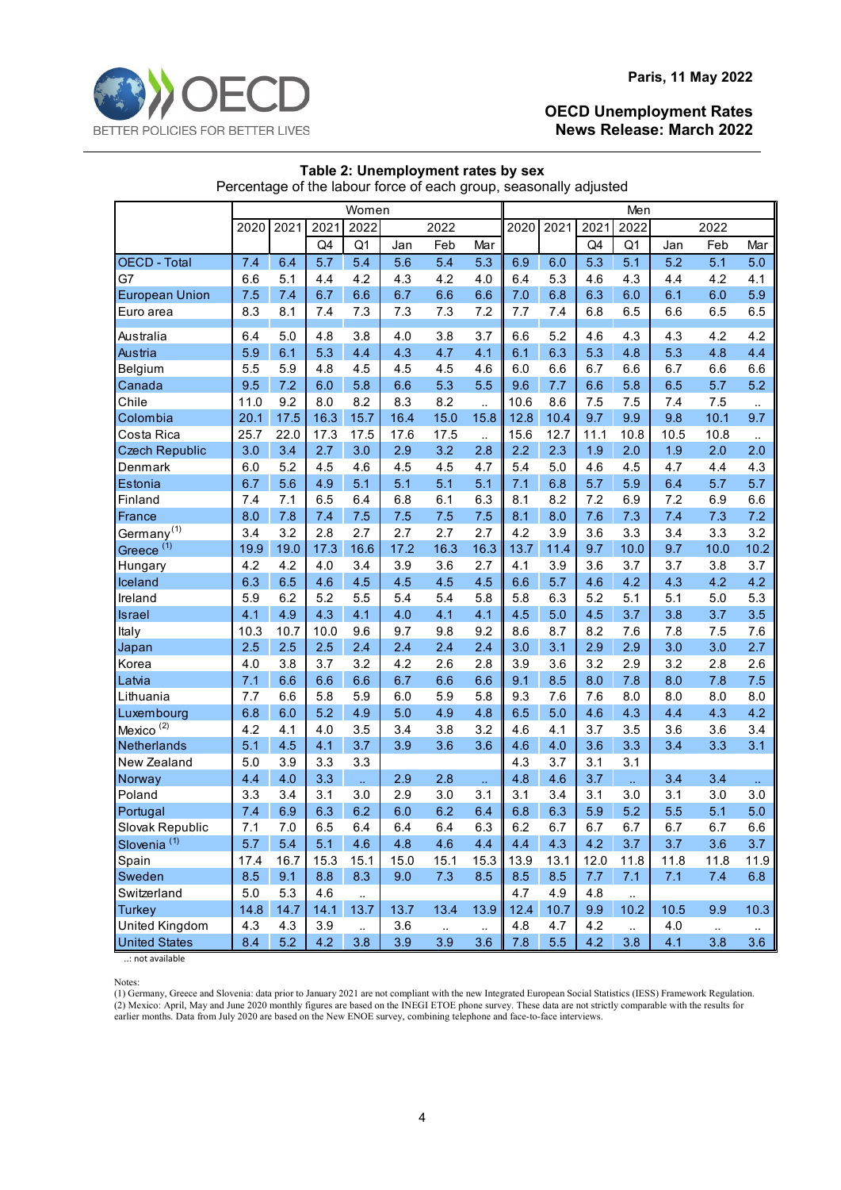Paris, 11 May 2022

**OECD Unemployment Rates**
**News Release: March 2022**

### Table 2: Unemployment rates by sex

Percentage of the labour force of each group, seasonally adjusted

| | Women | | | | | | | Men | | | | | | |
|---|---|---|---|---|---|---|---|---|---|---|---|---|---|---|
| | 2020 | 2021 | 2021 | 2022 | 2022 | | | 2020 | 2021 | 2021 | 2022 | 2022 | | |
| | | | Q4 | Q1 | Jan | Feb | Mar | | | Q4 | Q1 | Jan | Feb | Mar |
| OECD - Total | 7.4 | 6.4 | 5.7 | 5.4 | 5.6 | 5.4 | 5.3 | 6.9 | 6.0 | 5.3 | 5.1 | 5.2 | 5.1 | 5.0 |
| G7 | 6.6 | 5.1 | 4.4 | 4.2 | 4.3 | 4.2 | 4.0 | 6.4 | 5.3 | 4.6 | 4.3 | 4.4 | 4.2 | 4.1 |
| European Union | 7.5 | 7.4 | 6.7 | 6.6 | 6.7 | 6.6 | 6.6 | 7.0 | 6.8 | 6.3 | 6.0 | 6.1 | 6.0 | 5.9 |
| Euro area | 8.3 | 8.1 | 7.4 | 7.3 | 7.3 | 7.3 | 7.2 | 7.7 | 7.4 | 6.8 | 6.5 | 6.6 | 6.5 | 6.5 |
| Australia | 6.4 | 5.0 | 4.8 | 3.8 | 4.0 | 3.8 | 3.7 | 6.6 | 5.2 | 4.6 | 4.3 | 4.3 | 4.2 | 4.2 |
| Austria | 5.9 | 6.1 | 5.3 | 4.4 | 4.3 | 4.7 | 4.1 | 6.1 | 6.3 | 5.3 | 4.8 | 5.3 | 4.8 | 4.4 |
| Belgium | 5.5 | 5.9 | 4.8 | 4.5 | 4.5 | 4.5 | 4.6 | 6.0 | 6.6 | 6.7 | 6.6 | 6.7 | 6.6 | 6.6 |
| Canada | 9.5 | 7.2 | 6.0 | 5.8 | 6.6 | 5.3 | 5.5 | 9.6 | 7.7 | 6.6 | 5.8 | 6.5 | 5.7 | 5.2 |
| Chile | 11.0 | 9.2 | 8.0 | 8.2 | 8.3 | 8.2 | .. | 10.6 | 8.6 | 7.5 | 7.5 | 7.4 | 7.5 | .. |
| Colombia | 20.1 | 17.5 | 16.3 | 15.7 | 16.4 | 15.0 | 15.8 | 12.8 | 10.4 | 9.7 | 9.9 | 9.8 | 10.1 | 9.7 |
| Costa Rica | 25.7 | 22.0 | 17.3 | 17.5 | 17.6 | 17.5 | .. | 15.6 | 12.7 | 11.1 | 10.8 | 10.5 | 10.8 | .. |
| Czech Republic | 3.0 | 3.4 | 2.7 | 3.0 | 2.9 | 3.2 | 2.8 | 2.2 | 2.3 | 1.9 | 2.0 | 1.9 | 2.0 | 2.0 |
| Denmark | 6.0 | 5.2 | 4.5 | 4.6 | 4.5 | 4.5 | 4.7 | 5.4 | 5.0 | 4.6 | 4.5 | 4.7 | 4.4 | 4.3 |
| Estonia | 6.7 | 5.6 | 4.9 | 5.1 | 5.1 | 5.1 | 5.1 | 7.1 | 6.8 | 5.7 | 5.9 | 6.4 | 5.7 | 5.7 |
| Finland | 7.4 | 7.1 | 6.5 | 6.4 | 6.8 | 6.1 | 6.3 | 8.1 | 8.2 | 7.2 | 6.9 | 7.2 | 6.9 | 6.6 |
| France | 8.0 | 7.8 | 7.4 | 7.5 | 7.5 | 7.5 | 7.5 | 8.1 | 8.0 | 7.6 | 7.3 | 7.4 | 7.3 | 7.2 |
| Germany (1) | 3.4 | 3.2 | 2.8 | 2.7 | 2.7 | 2.7 | 2.7 | 4.2 | 3.9 | 3.6 | 3.3 | 3.4 | 3.3 | 3.2 |
| Greece (1) | 19.9 | 19.0 | 17.3 | 16.6 | 17.2 | 16.3 | 16.3 | 13.7 | 11.4 | 9.7 | 10.0 | 9.7 | 10.0 | 10.2 |
| Hungary | 4.2 | 4.2 | 4.0 | 3.4 | 3.9 | 3.6 | 2.7 | 4.1 | 3.9 | 3.6 | 3.7 | 3.7 | 3.8 | 3.7 |
| Iceland | 6.3 | 6.5 | 4.6 | 4.5 | 4.5 | 4.5 | 4.5 | 6.6 | 5.7 | 4.6 | 4.2 | 4.3 | 4.2 | 4.2 |
| Ireland | 5.9 | 6.2 | 5.2 | 5.5 | 5.4 | 5.4 | 5.8 | 5.8 | 6.3 | 5.2 | 5.1 | 5.1 | 5.0 | 5.3 |
| Israel | 4.1 | 4.9 | 4.3 | 4.1 | 4.0 | 4.1 | 4.1 | 4.5 | 5.0 | 4.5 | 3.7 | 3.8 | 3.7 | 3.5 |
| Italy | 10.3 | 10.7 | 10.0 | 9.6 | 9.7 | 9.8 | 9.2 | 8.6 | 8.7 | 8.2 | 7.6 | 7.8 | 7.5 | 7.6 |
| Japan | 2.5 | 2.5 | 2.5 | 2.4 | 2.4 | 2.4 | 2.4 | 3.0 | 3.1 | 2.9 | 2.9 | 3.0 | 3.0 | 2.7 |
| Korea | 4.0 | 3.8 | 3.7 | 3.2 | 4.2 | 2.6 | 2.8 | 3.9 | 3.6 | 3.2 | 2.9 | 3.2 | 2.8 | 2.6 |
| Latvia | 7.1 | 6.6 | 6.6 | 6.6 | 6.7 | 6.6 | 6.6 | 9.1 | 8.5 | 8.0 | 7.8 | 8.0 | 7.8 | 7.5 |
| Lithuania | 7.7 | 6.6 | 5.8 | 5.9 | 6.0 | 5.9 | 5.8 | 9.3 | 7.6 | 7.6 | 8.0 | 8.0 | 8.0 | 8.0 |
| Luxembourg | 6.8 | 6.0 | 5.2 | 4.9 | 5.0 | 4.9 | 4.8 | 6.5 | 5.0 | 4.6 | 4.3 | 4.4 | 4.3 | 4.2 |
| Mexico (2) | 4.2 | 4.1 | 4.0 | 3.5 | 3.4 | 3.8 | 3.2 | 4.6 | 4.1 | 3.7 | 3.5 | 3.6 | 3.6 | 3.4 |
| Netherlands | 5.1 | 4.5 | 4.1 | 3.7 | 3.9 | 3.6 | 3.6 | 4.6 | 4.0 | 3.6 | 3.3 | 3.4 | 3.3 | 3.1 |
| New Zealand | 5.0 | 3.9 | 3.3 | 3.3 | | | | 4.3 | 3.7 | 3.1 | 3.1 | | | |
| Norway | 4.4 | 4.0 | 3.3 | .. | 2.9 | 2.8 | .. | 4.8 | 4.6 | 3.7 | .. | 3.4 | 3.4 | .. |
| Poland | 3.3 | 3.4 | 3.1 | 3.0 | 2.9 | 3.0 | 3.1 | 3.1 | 3.4 | 3.1 | 3.0 | 3.1 | 3.0 | 3.0 |
| Portugal | 7.4 | 6.9 | 6.3 | 6.2 | 6.0 | 6.2 | 6.4 | 6.8 | 6.3 | 5.9 | 5.2 | 5.5 | 5.1 | 5.0 |
| Slovak Republic | 7.1 | 7.0 | 6.5 | 6.4 | 6.4 | 6.4 | 6.3 | 6.2 | 6.7 | 6.7 | 6.7 | 6.7 | 6.7 | 6.6 |
| Slovenia (1) | 5.7 | 5.4 | 5.1 | 4.6 | 4.8 | 4.6 | 4.4 | 4.4 | 4.3 | 4.2 | 3.7 | 3.7 | 3.6 | 3.7 |
| Spain | 17.4 | 16.7 | 15.3 | 15.1 | 15.0 | 15.1 | 15.3 | 13.9 | 13.1 | 12.0 | 11.8 | 11.8 | 11.8 | 11.9 |
| Sweden | 8.5 | 9.1 | 8.8 | 8.3 | 9.0 | 7.3 | 8.5 | 8.5 | 8.5 | 7.7 | 7.1 | 7.1 | 7.4 | 6.8 |
| Switzerland | 5.0 | 5.3 | 4.6 | .. | | | | 4.7 | 4.9 | 4.8 | .. | | | |
| Turkey | 14.8 | 14.7 | 14.1 | 13.7 | 13.7 | 13.4 | 13.9 | 12.4 | 10.7 | 9.9 | 10.2 | 10.5 | 9.9 | 10.3 |
| United Kingdom | 4.3 | 4.3 | 3.9 | .. | 3.6 | .. | .. | 4.8 | 4.7 | 4.2 | .. | 4.0 | .. | .. |
| United States | 8.4 | 5.2 | 4.2 | 3.8 | 3.9 | 3.9 | 3.6 | 7.8 | 5.5 | 4.2 | 3.8 | 4.1 | 3.8 | 3.6 |

..: not available

Notes:
(1) Germany, Greece and Slovenia: data prior to January 2021 are not compliant with the new Integrated European Social Statistics (IESS) Framework Regulation.
(2) Mexico: April, May and June 2020 monthly figures are based on the INEGI ETOE phone survey. These data are not strictly comparable with the results for earlier months. Data from July 2020 are based on the New ENOE survey, combining telephone and face-to-face interviews.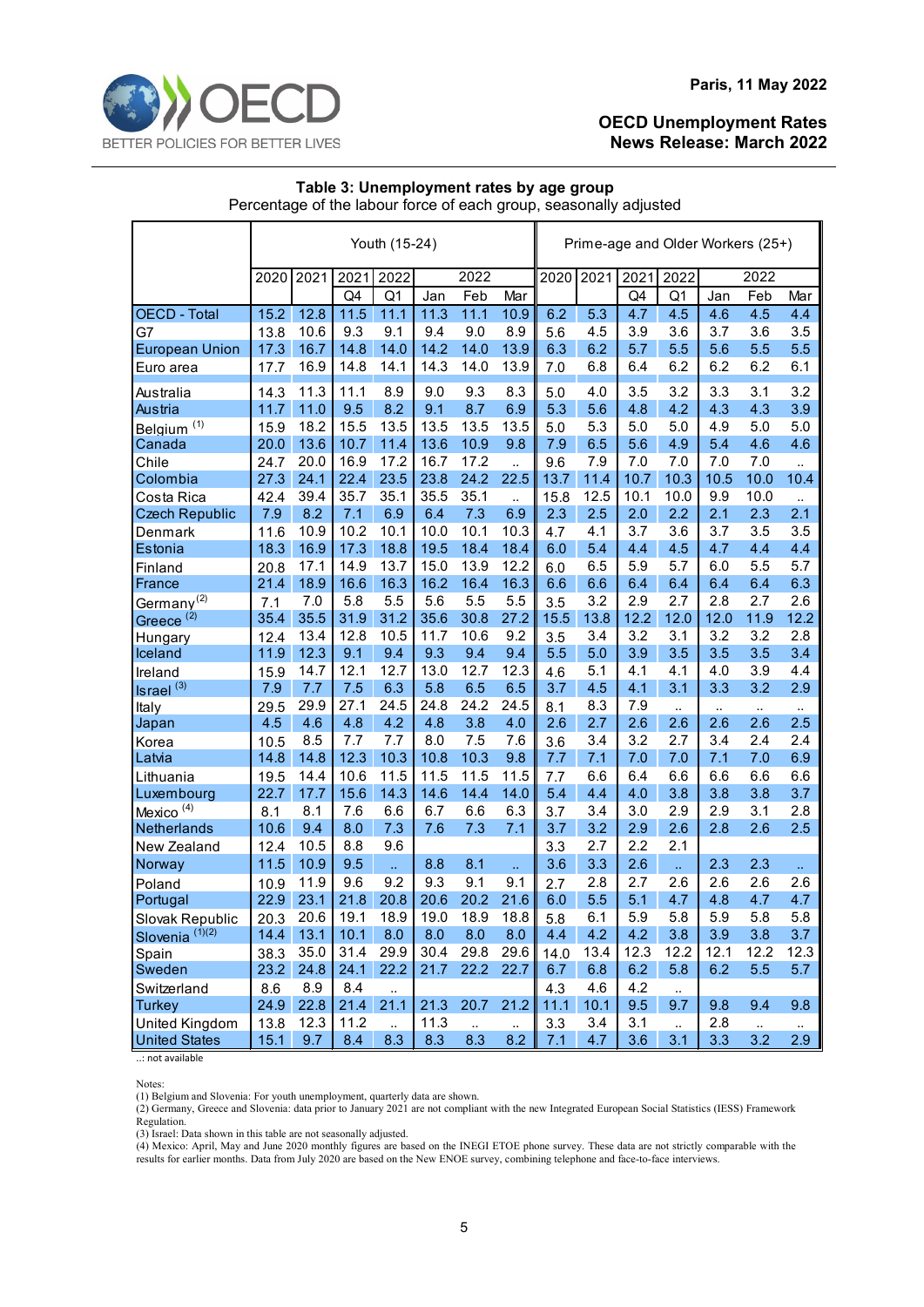Paris, 11 May 2022

**OECD Unemployment Rates News Release: March 2022**

**Table 3: Unemployment rates by age group**
Percentage of the labour force of each group, seasonally adjusted

| | Youth (15-24) | | | | | | | Prime-age and Older Workers (25+) | | | | | | |
|---|---|---|---|---|---|---|---|---|---|---|---|---|---|---|
| | 2020 | 2021 | 2021 | 2022 | 2022 | | | 2020 | 2021 | 2021 | 2022 | 2022 | | |
| | | | Q4 | Q1 | Jan | Feb | Mar | | | Q4 | Q1 | Jan | Feb | Mar |
| OECD - Total | 15.2 | 12.8 | 11.5 | 11.1 | 11.3 | 11.1 | 10.9 | 6.2 | 5.3 | 4.7 | 4.5 | 4.6 | 4.5 | 4.4 |
| G7 | 13.8 | 10.6 | 9.3 | 9.1 | 9.4 | 9.0 | 8.9 | 5.6 | 4.5 | 3.9 | 3.6 | 3.7 | 3.6 | 3.5 |
| European Union | 17.3 | 16.7 | 14.8 | 14.0 | 14.2 | 14.0 | 13.9 | 6.3 | 6.2 | 5.7 | 5.5 | 5.6 | 5.5 | 5.5 |
| Euro area | 17.7 | 16.9 | 14.8 | 14.1 | 14.3 | 14.0 | 13.9 | 7.0 | 6.8 | 6.4 | 6.2 | 6.2 | 6.2 | 6.1 |
| Australia | 14.3 | 11.3 | 11.1 | 8.9 | 9.0 | 9.3 | 8.3 | 5.0 | 4.0 | 3.5 | 3.2 | 3.3 | 3.1 | 3.2 |
| Austria | 11.7 | 11.0 | 9.5 | 8.2 | 9.1 | 8.7 | 6.9 | 5.3 | 5.6 | 4.8 | 4.2 | 4.3 | 4.3 | 3.9 |
| Belgium (1) | 15.9 | 18.2 | 15.5 | 13.5 | 13.5 | 13.5 | 13.5 | 5.0 | 5.3 | 5.0 | 5.0 | 4.9 | 5.0 | 5.0 |
| Canada | 20.0 | 13.6 | 10.7 | 11.4 | 13.6 | 10.9 | 9.8 | 7.9 | 6.5 | 5.6 | 4.9 | 5.4 | 4.6 | 4.6 |
| Chile | 24.7 | 20.0 | 16.9 | 17.2 | 16.7 | 17.2 | .. | 9.6 | 7.9 | 7.0 | 7.0 | 7.0 | 7.0 | .. |
| Colombia | 27.3 | 24.1 | 22.4 | 23.5 | 23.8 | 24.2 | 22.5 | 13.7 | 11.4 | 10.7 | 10.3 | 10.5 | 10.0 | 10.4 |
| Costa Rica | 42.4 | 39.4 | 35.7 | 35.1 | 35.5 | 35.1 | .. | 15.8 | 12.5 | 10.1 | 10.0 | 9.9 | 10.0 | .. |
| Czech Republic | 7.9 | 8.2 | 7.1 | 6.9 | 6.4 | 7.3 | 6.9 | 2.3 | 2.5 | 2.0 | 2.2 | 2.1 | 2.3 | 2.1 |
| Denmark | 11.6 | 10.9 | 10.2 | 10.1 | 10.0 | 10.1 | 10.3 | 4.7 | 4.1 | 3.7 | 3.6 | 3.7 | 3.5 | 3.5 |
| Estonia | 18.3 | 16.9 | 17.3 | 18.8 | 19.5 | 18.4 | 18.4 | 6.0 | 5.4 | 4.4 | 4.5 | 4.7 | 4.4 | 4.4 |
| Finland | 20.8 | 17.1 | 14.9 | 13.7 | 15.0 | 13.9 | 12.2 | 6.0 | 6.5 | 5.9 | 5.7 | 6.0 | 5.5 | 5.7 |
| France | 21.4 | 18.9 | 16.6 | 16.3 | 16.2 | 16.4 | 16.3 | 6.6 | 6.6 | 6.4 | 6.4 | 6.4 | 6.4 | 6.3 |
| Germany (2) | 7.1 | 7.0 | 5.8 | 5.5 | 5.6 | 5.5 | 5.5 | 3.5 | 3.2 | 2.9 | 2.7 | 2.8 | 2.7 | 2.6 |
| Greece (2) | 35.4 | 35.5 | 31.9 | 31.2 | 35.6 | 30.8 | 27.2 | 15.5 | 13.8 | 12.2 | 12.0 | 12.0 | 11.9 | 12.2 |
| Hungary | 12.4 | 13.4 | 12.8 | 10.5 | 11.7 | 10.6 | 9.2 | 3.5 | 3.4 | 3.2 | 3.1 | 3.2 | 3.2 | 2.8 |
| Iceland | 11.9 | 12.3 | 9.1 | 9.4 | 9.3 | 9.4 | 9.4 | 5.5 | 5.0 | 3.9 | 3.5 | 3.5 | 3.5 | 3.4 |
| Ireland | 15.9 | 14.7 | 12.1 | 12.7 | 13.0 | 12.7 | 12.3 | 4.6 | 5.1 | 4.1 | 4.1 | 4.0 | 3.9 | 4.4 |
| Israel (3) | 7.9 | 7.7 | 7.5 | 6.3 | 5.8 | 6.5 | 6.5 | 3.7 | 4.5 | 4.1 | 3.1 | 3.3 | 3.2 | 2.9 |
| Italy | 29.5 | 29.9 | 27.1 | 24.5 | 24.8 | 24.2 | 24.5 | 8.1 | 8.3 | 7.9 | .. | .. | .. | .. |
| Japan | 4.5 | 4.6 | 4.8 | 4.2 | 4.8 | 3.8 | 4.0 | 2.6 | 2.7 | 2.6 | 2.6 | 2.6 | 2.6 | 2.5 |
| Korea | 10.5 | 8.5 | 7.7 | 7.7 | 8.0 | 7.5 | 7.6 | 3.6 | 3.4 | 3.2 | 2.7 | 3.4 | 2.4 | 2.4 |
| Latvia | 14.8 | 14.8 | 12.3 | 10.3 | 10.8 | 10.3 | 9.8 | 7.7 | 7.1 | 7.0 | 7.0 | 7.1 | 7.0 | 6.9 |
| Lithuania | 19.5 | 14.4 | 10.6 | 11.5 | 11.5 | 11.5 | 11.5 | 7.7 | 6.6 | 6.4 | 6.6 | 6.6 | 6.6 | 6.6 |
| Luxembourg | 22.7 | 17.7 | 15.6 | 14.3 | 14.6 | 14.4 | 14.0 | 5.4 | 4.4 | 4.0 | 3.8 | 3.8 | 3.8 | 3.7 |
| Mexico (4) | 8.1 | 8.1 | 7.6 | 6.6 | 6.7 | 6.6 | 6.3 | 3.7 | 3.4 | 3.0 | 2.9 | 2.9 | 3.1 | 2.8 |
| Netherlands | 10.6 | 9.4 | 8.0 | 7.3 | 7.6 | 7.3 | 7.1 | 3.7 | 3.2 | 2.9 | 2.6 | 2.8 | 2.6 | 2.5 |
| New Zealand | 12.4 | 10.5 | 8.8 | 9.6 | | | | 3.3 | 2.7 | 2.2 | 2.1 | | | |
| Norway | 11.5 | 10.9 | 9.5 | .. | 8.8 | 8.1 | .. | 3.6 | 3.3 | 2.6 | .. | 2.3 | 2.3 | .. |
| Poland | 10.9 | 11.9 | 9.6 | 9.2 | 9.3 | 9.1 | 9.1 | 2.7 | 2.8 | 2.7 | 2.6 | 2.6 | 2.6 | 2.6 |
| Portugal | 22.9 | 23.1 | 21.8 | 20.8 | 20.6 | 20.2 | 21.6 | 6.0 | 5.5 | 5.1 | 4.7 | 4.8 | 4.7 | 4.7 |
| Slovak Republic | 20.3 | 20.6 | 19.1 | 18.9 | 19.0 | 18.9 | 18.8 | 5.8 | 6.1 | 5.9 | 5.8 | 5.9 | 5.8 | 5.8 |
| Slovenia (1)(2) | 14.4 | 13.1 | 10.1 | 8.0 | 8.0 | 8.0 | 8.0 | 4.4 | 4.2 | 4.2 | 3.8 | 3.9 | 3.8 | 3.7 |
| Spain | 38.3 | 35.0 | 31.4 | 29.9 | 30.4 | 29.8 | 29.6 | 14.0 | 13.4 | 12.3 | 12.2 | 12.1 | 12.2 | 12.3 |
| Sweden | 23.2 | 24.8 | 24.1 | 22.2 | 21.7 | 22.2 | 22.7 | 6.7 | 6.8 | 6.2 | 5.8 | 6.2 | 5.5 | 5.7 |
| Switzerland | 8.6 | 8.9 | 8.4 | .. | | | | 4.3 | 4.6 | 4.2 | .. | | | |
| Turkey | 24.9 | 22.8 | 21.4 | 21.1 | 21.3 | 20.7 | 21.2 | 11.1 | 10.1 | 9.5 | 9.7 | 9.8 | 9.4 | 9.8 |
| United Kingdom | 13.8 | 12.3 | 11.2 | .. | 11.3 | .. | .. | 3.3 | 3.4 | 3.1 | .. | 2.8 | .. | .. |
| United States | 15.1 | 9.7 | 8.4 | 8.3 | 8.3 | 8.3 | 8.2 | 7.1 | 4.7 | 3.6 | 3.1 | 3.3 | 3.2 | 2.9 |

..: not available

Notes:
(1) Belgium and Slovenia: For youth unemployment, quarterly data are shown.
(2) Germany, Greece and Slovenia: data prior to January 2021 are not compliant with the new Integrated European Social Statistics (IESS) Framework Regulation.
(3) Israel: Data shown in this table are not seasonally adjusted.
(4) Mexico: April, May and June 2020 monthly figures are based on the INEGI ETOE phone survey. These data are not strictly comparable with the results for earlier months. Data from July 2020 are based on the New ENOE survey, combining telephone and face-to-face interviews.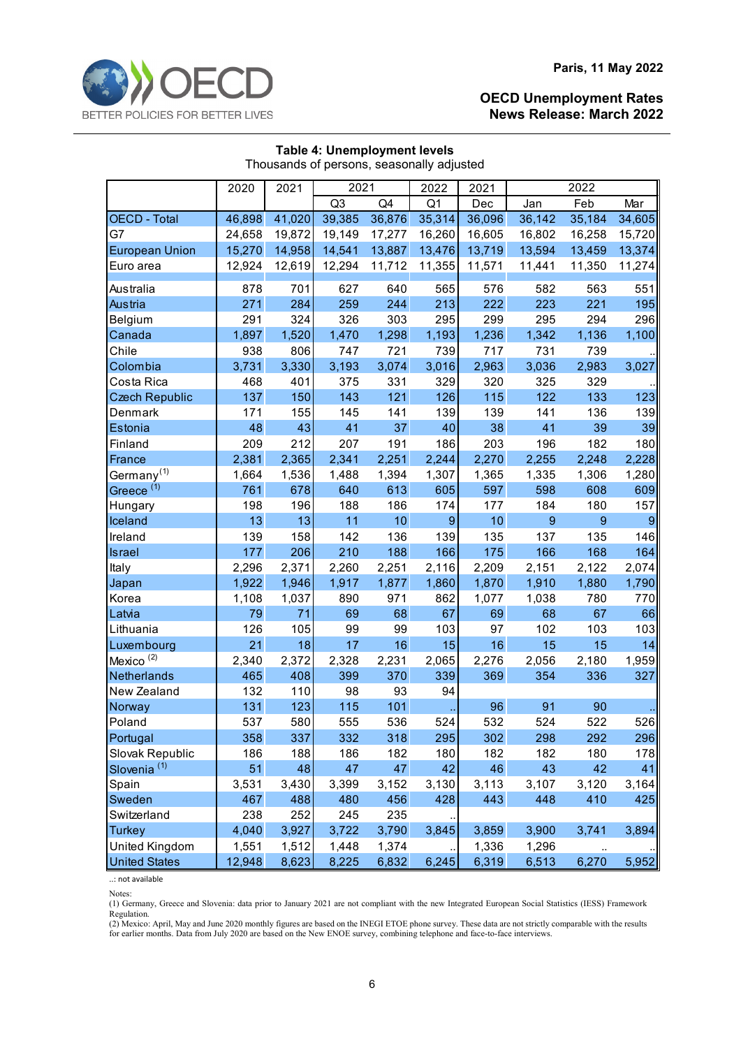**Paris, 11 May 2022**

**OECD Unemployment Rates**
**News Release: March 2022**

**Table 4: Unemployment levels**
Thousands of persons, seasonally adjusted

| | 2020 | 2021 | 2021 | | 2022 | 2021 | 2022 | | |
|---|---|---|---|---|---|---|---|---|---|
| | | | Q3 | Q4 | Q1 | Dec | Jan | Feb | Mar |
| OECD - Total | 46,898 | 41,020 | 39,385 | 36,876 | 35,314 | 36,096 | 36,142 | 35,184 | 34,605 |
| G7 | 24,658 | 19,872 | 19,149 | 17,277 | 16,260 | 16,605 | 16,802 | 16,258 | 15,720 |
| European Union | 15,270 | 14,958 | 14,541 | 13,887 | 13,476 | 13,719 | 13,594 | 13,459 | 13,374 |
| Euro area | 12,924 | 12,619 | 12,294 | 11,712 | 11,355 | 11,571 | 11,441 | 11,350 | 11,274 |
| Australia | 878 | 701 | 627 | 640 | 565 | 576 | 582 | 563 | 551 |
| Austria | 271 | 284 | 259 | 244 | 213 | 222 | 223 | 221 | 195 |
| Belgium | 291 | 324 | 326 | 303 | 295 | 299 | 295 | 294 | 296 |
| Canada | 1,897 | 1,520 | 1,470 | 1,298 | 1,193 | 1,236 | 1,342 | 1,136 | 1,100 |
| Chile | 938 | 806 | 747 | 721 | 739 | 717 | 731 | 739 | .. |
| Colombia | 3,731 | 3,330 | 3,193 | 3,074 | 3,016 | 2,963 | 3,036 | 2,983 | 3,027 |
| Costa Rica | 468 | 401 | 375 | 331 | 329 | 320 | 325 | 329 | .. |
| Czech Republic | 137 | 150 | 143 | 121 | 126 | 115 | 122 | 133 | 123 |
| Denmark | 171 | 155 | 145 | 141 | 139 | 139 | 141 | 136 | 139 |
| Estonia | 48 | 43 | 41 | 37 | 40 | 38 | 41 | 39 | 39 |
| Finland | 209 | 212 | 207 | 191 | 186 | 203 | 196 | 182 | 180 |
| France | 2,381 | 2,365 | 2,341 | 2,251 | 2,244 | 2,270 | 2,255 | 2,248 | 2,228 |
| Germany (1) | 1,664 | 1,536 | 1,488 | 1,394 | 1,307 | 1,365 | 1,335 | 1,306 | 1,280 |
| Greece (1) | 761 | 678 | 640 | 613 | 605 | 597 | 598 | 608 | 609 |
| Hungary | 198 | 196 | 188 | 186 | 174 | 177 | 184 | 180 | 157 |
| Iceland | 13 | 13 | 11 | 10 | 9 | 10 | 9 | 9 | 9 |
| Ireland | 139 | 158 | 142 | 136 | 139 | 135 | 137 | 135 | 146 |
| Israel | 177 | 206 | 210 | 188 | 166 | 175 | 166 | 168 | 164 |
| Italy | 2,296 | 2,371 | 2,260 | 2,251 | 2,116 | 2,209 | 2,151 | 2,122 | 2,074 |
| Japan | 1,922 | 1,946 | 1,917 | 1,877 | 1,860 | 1,870 | 1,910 | 1,880 | 1,790 |
| Korea | 1,108 | 1,037 | 890 | 971 | 862 | 1,077 | 1,038 | 780 | 770 |
| Latvia | 79 | 71 | 69 | 68 | 67 | 69 | 68 | 67 | 66 |
| Lithuania | 126 | 105 | 99 | 99 | 103 | 97 | 102 | 103 | 103 |
| Luxembourg | 21 | 18 | 17 | 16 | 15 | 16 | 15 | 15 | 14 |
| Mexico (2) | 2,340 | 2,372 | 2,328 | 2,231 | 2,065 | 2,276 | 2,056 | 2,180 | 1,959 |
| Netherlands | 465 | 408 | 399 | 370 | 339 | 369 | 354 | 336 | 327 |
| New Zealand | 132 | 110 | 98 | 93 | 94 | | | | |
| Norway | 131 | 123 | 115 | 101 | .. | 96 | 91 | 90 | .. |
| Poland | 537 | 580 | 555 | 536 | 524 | 532 | 524 | 522 | 526 |
| Portugal | 358 | 337 | 332 | 318 | 295 | 302 | 298 | 292 | 296 |
| Slovak Republic | 186 | 188 | 186 | 182 | 180 | 182 | 182 | 180 | 178 |
| Slovenia (1) | 51 | 48 | 47 | 47 | 42 | 46 | 43 | 42 | 41 |
| Spain | 3,531 | 3,430 | 3,399 | 3,152 | 3,130 | 3,113 | 3,107 | 3,120 | 3,164 |
| Sweden | 467 | 488 | 480 | 456 | 428 | 443 | 448 | 410 | 425 |
| Switzerland | 238 | 252 | 245 | 235 | .. | | | | |
| Turkey | 4,040 | 3,927 | 3,722 | 3,790 | 3,845 | 3,859 | 3,900 | 3,741 | 3,894 |
| United Kingdom | 1,551 | 1,512 | 1,448 | 1,374 | .. | 1,336 | 1,296 | .. | .. |
| United States | 12,948 | 8,623 | 8,225 | 6,832 | 6,245 | 6,319 | 6,513 | 6,270 | 5,952 |

..: not available

Notes:
(1) Germany, Greece and Slovenia: data prior to January 2021 are not compliant with the new Integrated European Social Statistics (IESS) Framework Regulation.
(2) Mexico: April, May and June 2020 monthly figures are based on the INEGI ETOE phone survey. These data are not strictly comparable with the results for earlier months. Data from July 2020 are based on the New ENOE survey, combining telephone and face-to-face interviews.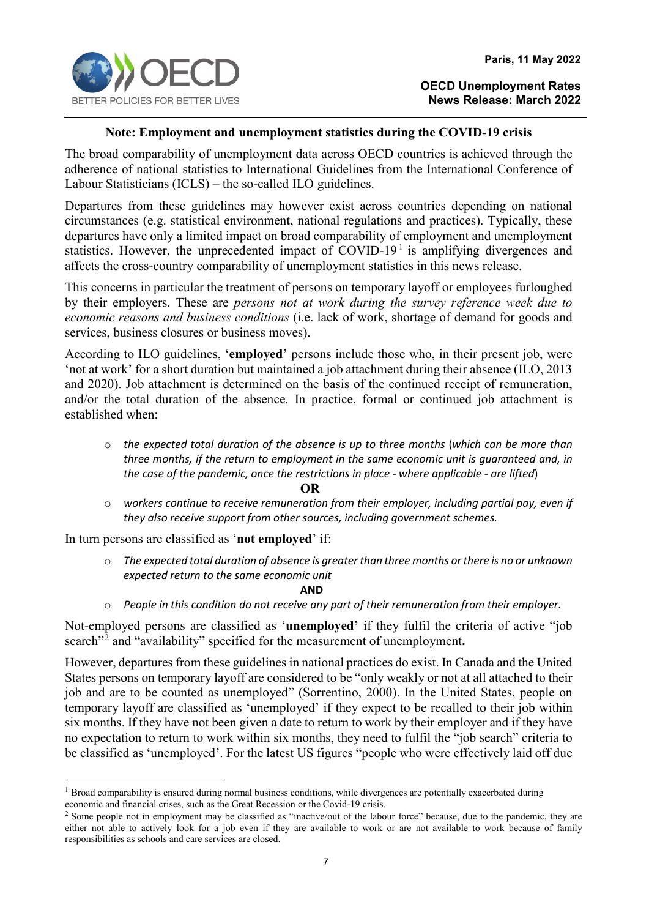**Note: Employment and unemployment statistics during the COVID-19 crisis**

The broad comparability of unemployment data across OECD countries is achieved through the adherence of national statistics to International Guidelines from the International Conference of Labour Statisticians (ICLS) – the so-called ILO guidelines.

Departures from these guidelines may however exist across countries depending on national circumstances (e.g. statistical environment, national regulations and practices). Typically, these departures have only a limited impact on broad comparability of employment and unemployment statistics. However, the unprecedented impact of COVID-19[1] is amplifying divergences and affects the cross-country comparability of unemployment statistics in this news release.

This concerns in particular the treatment of persons on temporary layoff or employees furloughed by their employers. These are *persons not at work during the survey reference week due to economic reasons and business conditions* (i.e. lack of work, shortage of demand for goods and services, business closures or business moves).

According to ILO guidelines, '**employed**' persons include those who, in their present job, were 'not at work' for a short duration but maintained a job attachment during their absence (ILO, 2013 and 2020). Job attachment is determined on the basis of the continued receipt of remuneration, and/or the total duration of the absence. In practice, formal or continued job attachment is established when:

- *the expected total duration of the absence is up to three months* (*which can be more than three months, if the return to employment in the same economic unit is guaranteed and, in the case of the pandemic, once the restrictions in place - where applicable - are lifted*)

**OR**

- *workers continue to receive remuneration from their employer, including partial pay, even if they also receive support from other sources, including government schemes.*

In turn persons are classified as '**not employed**' if:

- *The expected total duration of absence is greater than three months or there is no or unknown expected return to the same economic unit*

**AND**

- *People in this condition do not receive any part of their remuneration from their employer.*

Not-employed persons are classified as '**unemployed'** if they fulfil the criteria of active "job search"[2] and "availability" specified for the measurement of unemployment**.**

However, departures from these guidelines in national practices do exist. In Canada and the United States persons on temporary layoff are considered to be "only weakly or not at all attached to their job and are to be counted as unemployed" (Sorrentino, 2000). In the United States, people on temporary layoff are classified as 'unemployed' if they expect to be recalled to their job within six months. If they have not been given a date to return to work by their employer and if they have no expectation to return to work within six months, they need to fulfil the "job search" criteria to be classified as 'unemployed'. For the latest US figures "people who were effectively laid off due

[1] Broad comparability is ensured during normal business conditions, while divergences are potentially exacerbated during economic and financial crises, such as the Great Recession or the Covid-19 crisis.

[2] Some people not in employment may be classified as "inactive/out of the labour force" because, due to the pandemic, they are either not able to actively look for a job even if they are available to work or are not available to work because of family responsibilities as schools and care services are closed.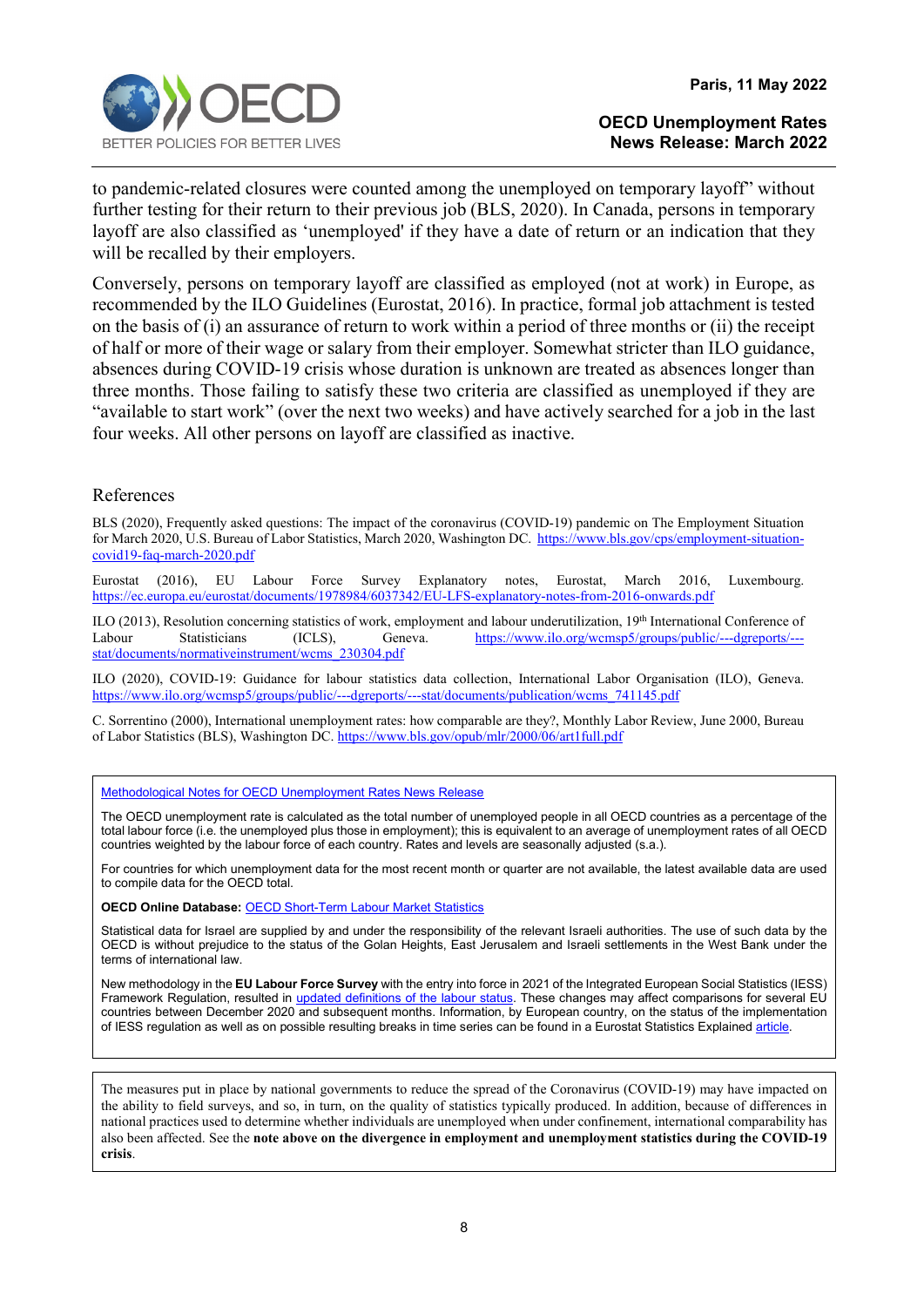to pandemic-related closures were counted among the unemployed on temporary layoff" without further testing for their return to their previous job (BLS, 2020). In Canada, persons in temporary layoff are also classified as 'unemployed' if they have a date of return or an indication that they will be recalled by their employers.

Conversely, persons on temporary layoff are classified as employed (not at work) in Europe, as recommended by the ILO Guidelines (Eurostat, 2016). In practice, formal job attachment is tested on the basis of (i) an assurance of return to work within a period of three months or (ii) the receipt of half or more of their wage or salary from their employer. Somewhat stricter than ILO guidance, absences during COVID-19 crisis whose duration is unknown are treated as absences longer than three months. Those failing to satisfy these two criteria are classified as unemployed if they are "available to start work" (over the next two weeks) and have actively searched for a job in the last four weeks. All other persons on layoff are classified as inactive.

## References

BLS (2020), Frequently asked questions: The impact of the coronavirus (COVID-19) pandemic on The Employment Situation for March 2020, U.S. Bureau of Labor Statistics, March 2020, Washington DC. https://www.bls.gov/cps/employment-situation-covid19-faq-march-2020.pdf

Eurostat (2016), EU Labour Force Survey Explanatory notes, Eurostat, March 2016, Luxembourg. https://ec.europa.eu/eurostat/documents/1978984/6037342/EU-LFS-explanatory-notes-from-2016-onwards.pdf

ILO (2013), Resolution concerning statistics of work, employment and labour underutilization, 19th International Conference of Labour Statisticians (ICLS), Geneva. https://www.ilo.org/wcmsp5/groups/public/---dgreports/---stat/documents/normativeinstrument/wcms_230304.pdf

ILO (2020), COVID-19: Guidance for labour statistics data collection, International Labor Organisation (ILO), Geneva. https://www.ilo.org/wcmsp5/groups/public/---dgreports/---stat/documents/publication/wcms_741145.pdf

C. Sorrentino (2000), International unemployment rates: how comparable are they?, Monthly Labor Review, June 2000, Bureau of Labor Statistics (BLS), Washington DC. https://www.bls.gov/opub/mlr/2000/06/art1full.pdf

---

Methodological Notes for OECD Unemployment Rates News Release

The OECD unemployment rate is calculated as the total number of unemployed people in all OECD countries as a percentage of the total labour force (i.e. the unemployed plus those in employment); this is equivalent to an average of unemployment rates of all OECD countries weighted by the labour force of each country. Rates and levels are seasonally adjusted (s.a.).

For countries for which unemployment data for the most recent month or quarter are not available, the latest available data are used to compile data for the OECD total.

**OECD Online Database:** OECD Short-Term Labour Market Statistics

Statistical data for Israel are supplied by and under the responsibility of the relevant Israeli authorities. The use of such data by the OECD is without prejudice to the status of the Golan Heights, East Jerusalem and Israeli settlements in the West Bank under the terms of international law.

New methodology in the **EU Labour Force Survey** with the entry into force in 2021 of the Integrated European Social Statistics (IESS) Framework Regulation, resulted in updated definitions of the labour status. These changes may affect comparisons for several EU countries between December 2020 and subsequent months. Information, by European country, on the status of the implementation of IESS regulation as well as on possible resulting breaks in time series can be found in a Eurostat Statistics Explained article.

---

The measures put in place by national governments to reduce the spread of the Coronavirus (COVID-19) may have impacted on the ability to field surveys, and so, in turn, on the quality of statistics typically produced. In addition, because of differences in national practices used to determine whether individuals are unemployed when under confinement, international comparability has also been affected. See the **note above on the divergence in employment and unemployment statistics during the COVID-19 crisis**.